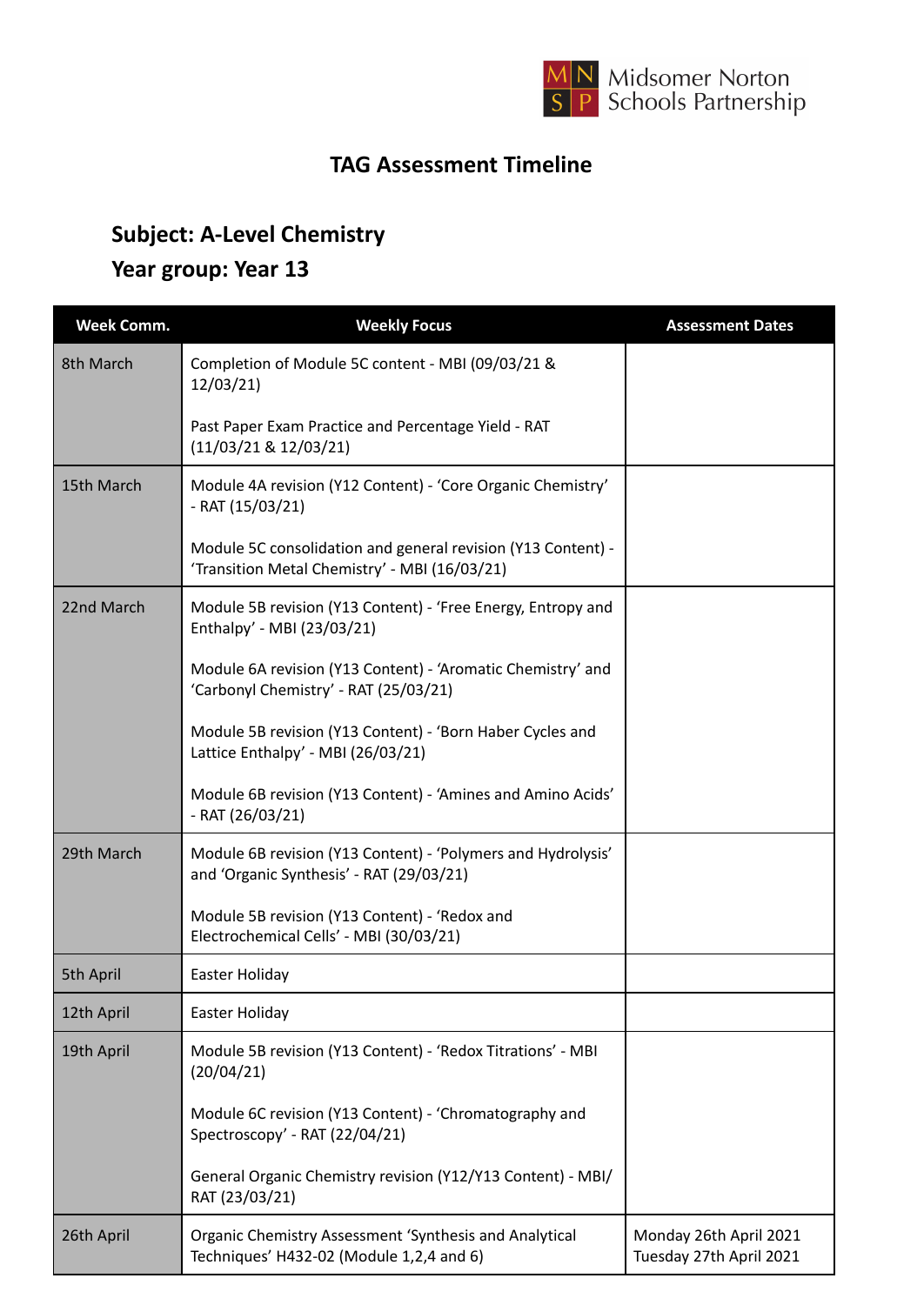Midsomer Norton Schools Partnership

# TAG Assessment Timeline

## Subject: A-Level Chemistry
## Year group: Year 13

| Week Comm. | Weekly Focus | Assessment Dates |
|---|---|---|
| 8th March | Completion of Module 5C content - MBI (09/03/21 & 12/03/21)<br><br>Past Paper Exam Practice and Percentage Yield - RAT (11/03/21 & 12/03/21) | |
| 15th March | Module 4A revision (Y12 Content) - 'Core Organic Chemistry' - RAT (15/03/21)<br><br>Module 5C consolidation and general revision (Y13 Content) - 'Transition Metal Chemistry' - MBI (16/03/21) | |
| 22nd March | Module 5B revision (Y13 Content) - 'Free Energy, Entropy and Enthalpy' - MBI (23/03/21)<br><br>Module 6A revision (Y13 Content) - 'Aromatic Chemistry' and 'Carbonyl Chemistry' - RAT (25/03/21)<br><br>Module 5B revision (Y13 Content) - 'Born Haber Cycles and Lattice Enthalpy' - MBI (26/03/21)<br><br>Module 6B revision (Y13 Content) - 'Amines and Amino Acids' - RAT (26/03/21) | |
| 29th March | Module 6B revision (Y13 Content) - 'Polymers and Hydrolysis' and 'Organic Synthesis' - RAT (29/03/21)<br><br>Module 5B revision (Y13 Content) - 'Redox and Electrochemical Cells' - MBI (30/03/21) | |
| 5th April | Easter Holiday | |
| 12th April | Easter Holiday | |
| 19th April | Module 5B revision (Y13 Content) - 'Redox Titrations' - MBI (20/04/21)<br><br>Module 6C revision (Y13 Content) - 'Chromatography and Spectroscopy' - RAT (22/04/21)<br><br>General Organic Chemistry revision (Y12/Y13 Content) - MBI/ RAT (23/03/21) | |
| 26th April | Organic Chemistry Assessment 'Synthesis and Analytical Techniques' H432-02 (Module 1,2,4 and 6) | Monday 26th April 2021<br>Tuesday 27th April 2021 |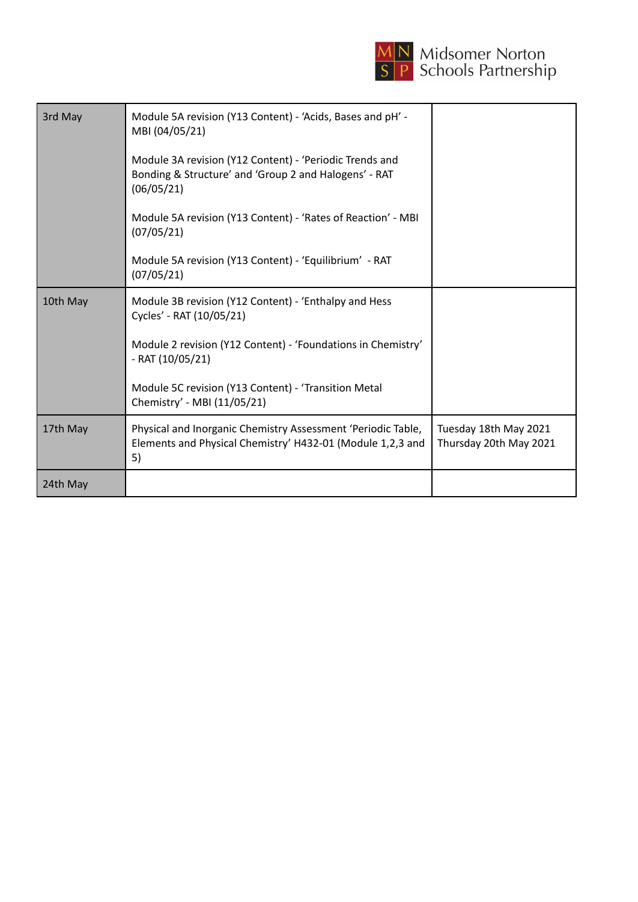| | | |
|---|---|---|
| 3rd May | Module 5A revision (Y13 Content) - ‘Acids, Bases and pH’ - MBI (04/05/21)<br><br>Module 3A revision (Y12 Content) - ‘Periodic Trends and Bonding & Structure’ and ‘Group 2 and Halogens’ - RAT (06/05/21)<br><br>Module 5A revision (Y13 Content) - ‘Rates of Reaction’ - MBI (07/05/21)<br><br>Module 5A revision (Y13 Content) - ‘Equilibrium’ - RAT (07/05/21) | |
| 10th May | Module 3B revision (Y12 Content) - ‘Enthalpy and Hess Cycles’ - RAT (10/05/21)<br><br>Module 2 revision (Y12 Content) - ‘Foundations in Chemistry’ - RAT (10/05/21)<br><br>Module 5C revision (Y13 Content) - ‘Transition Metal Chemistry’ - MBI (11/05/21) | |
| 17th May | Physical and Inorganic Chemistry Assessment ‘Periodic Table, Elements and Physical Chemistry’ H432-01 (Module 1,2,3 and 5) | Tuesday 18th May 2021<br>Thursday 20th May 2021 |
| 24th May | | |